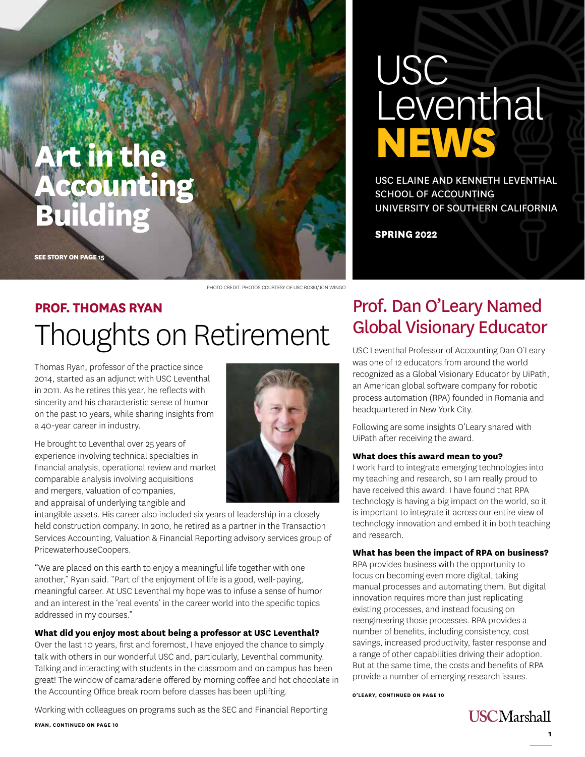# USC Leventhal NEWS

USC ELAINE AND KENNETH LEVENTHAL SCHOOL OF ACCOUNTING
UNIVERSITY OF SOUTHERN CALIFORNIA

**SPRING 2022**

## Art in the Accounting Building

**SEE STORY ON PAGE 15**

PHOTO CREDIT: PHOTOS COURTESY OF USC ROSKI/JON WINGO

## PROF. THOMAS RYAN
# Thoughts on Retirement

Thomas Ryan, professor of the practice since 2014, started as an adjunct with USC Leventhal in 2011. As he retires this year, he reflects with sincerity and his characteristic sense of humor on the past 10 years, while sharing insights from a 40-year career in industry.

He brought to Leventhal over 25 years of experience involving technical specialties in financial analysis, operational review and market comparable analysis involving acquisitions and mergers, valuation of companies, and appraisal of underlying tangible and intangible assets. His career also included six years of leadership in a closely held construction company. In 2010, he retired as a partner in the Transaction Services Accounting, Valuation & Financial Reporting advisory services group of PricewaterhouseCoopers.

"We are placed on this earth to enjoy a meaningful life together with one another," Ryan said. "Part of the enjoyment of life is a good, well-paying, meaningful career. At USC Leventhal my hope was to infuse a sense of humor and an interest in the 'real events' in the career world into the specific topics addressed in my courses."

**What did you enjoy most about being a professor at USC Leventhal?**
Over the last 10 years, first and foremost, I have enjoyed the chance to simply talk with others in our wonderful USC and, particularly, Leventhal community. Talking and interacting with students in the classroom and on campus has been great! The window of camaraderie offered by morning coffee and hot chocolate in the Accounting Office break room before classes has been uplifting.

Working with colleagues on programs such as the SEC and Financial Reporting

**RYAN, CONTINUED ON PAGE 10**

## Prof. Dan O'Leary Named Global Visionary Educator

USC Leventhal Professor of Accounting Dan O'Leary was one of 12 educators from around the world recognized as a Global Visionary Educator by UiPath, an American global software company for robotic process automation (RPA) founded in Romania and headquartered in New York City.

Following are some insights O'Leary shared with UiPath after receiving the award.

**What does this award mean to you?**
I work hard to integrate emerging technologies into my teaching and research, so I am really proud to have received this award. I have found that RPA technology is having a big impact on the world, so it is important to integrate it across our entire view of technology innovation and embed it in both teaching and research.

**What has been the impact of RPA on business?**
RPA provides business with the opportunity to focus on becoming even more digital, taking manual processes and automating them. But digital innovation requires more than just replicating existing processes, and instead focusing on reengineering those processes. RPA provides a number of benefits, including consistency, cost savings, increased productivity, faster response and a range of other capabilities driving their adoption. But at the same time, the costs and benefits of RPA provide a number of emerging research issues.

**O'LEARY, CONTINUED ON PAGE 10**

USC Marshall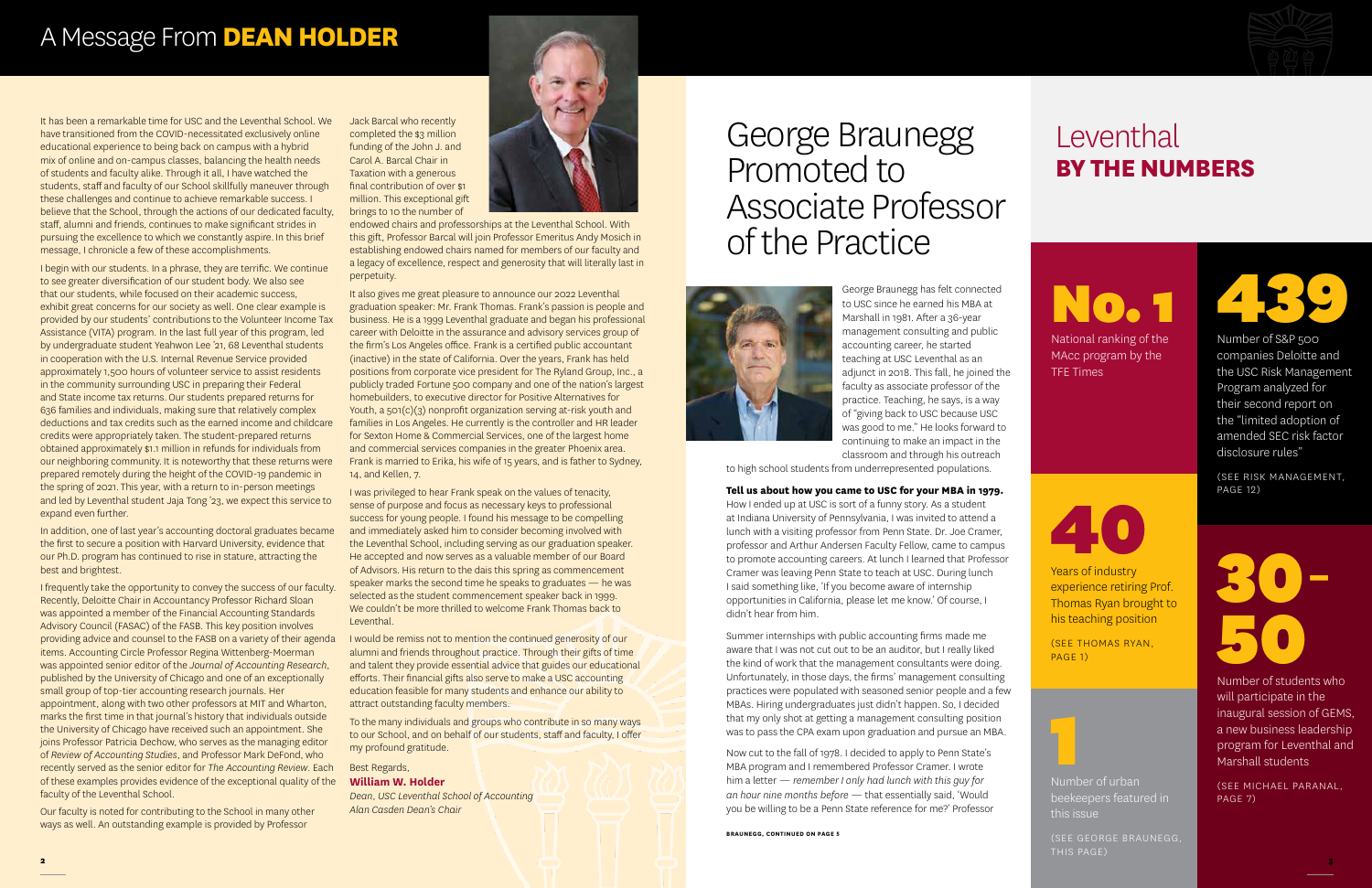# A Message From **DEAN HOLDER**

It has been a remarkable time for USC and the Leventhal School. We have transitioned from the COVID-necessitated exclusively online educational experience to being back on campus with a hybrid mix of online and on-campus classes, balancing the health needs of students and faculty alike. Through it all, I have watched the students, staff and faculty of our School skillfully maneuver through these challenges and continue to achieve remarkable success. I believe that the School, through the actions of our dedicated faculty, staff, alumni and friends, continues to make significant strides in pursuing the excellence to which we constantly aspire. In this brief message, I chronicle a few of these accomplishments.

I begin with our students. In a phrase, they are terrific. We continue to see greater diversification of our student body. We also see that our students, while focused on their academic success, exhibit great concerns for our society as well. One clear example is provided by our students' contributions to the Volunteer Income Tax Assistance (VITA) program. In the last full year of this program, led by undergraduate student Yeahwon Lee '21, 68 Leventhal students in cooperation with the U.S. Internal Revenue Service provided approximately 1,500 hours of volunteer service to assist residents in the community surrounding USC in preparing their Federal and State income tax returns. Our students prepared returns for 636 families and individuals, making sure that relatively complex deductions and tax credits such as the earned income and childcare credits were appropriately taken. The student-prepared returns obtained approximately $1.1 million in refunds for individuals from our neighboring community. It is noteworthy that these returns were prepared remotely during the height of the COVID-19 pandemic in the spring of 2021. This year, with a return to in-person meetings and led by Leventhal student Jaja Tong '23, we expect this service to expand even further.

In addition, one of last year's accounting doctoral graduates became the first to secure a position with Harvard University, evidence that our Ph.D. program has continued to rise in stature, attracting the best and brightest.

I frequently take the opportunity to convey the success of our faculty. Recently, Deloitte Chair in Accountancy Professor Richard Sloan was appointed a member of the Financial Accounting Standards Advisory Council (FASAC) of the FASB. This key position involves providing advice and counsel to the FASB on a variety of their agenda items. Accounting Circle Professor Regina Wittenberg-Moerman was appointed senior editor of the *Journal of Accounting Research*, published by the University of Chicago and one of an exceptionally small group of top-tier accounting research journals. Her appointment, along with two other professors at MIT and Wharton, marks the first time in that journal's history that individuals outside the University of Chicago have received such an appointment. She joins Professor Patricia Dechow, who serves as the managing editor of *Review of Accounting Studies*, and Professor Mark DeFond, who recently served as the senior editor for *The Accounting Review*. Each of these examples provides evidence of the exceptional quality of the faculty of the Leventhal School.

Our faculty is noted for contributing to the School in many other ways as well. An outstanding example is provided by Professor Jack Barcal who recently completed the $3 million funding of the John J. and Carol A. Barcal Chair in Taxation with a generous final contribution of over $1 million. This exceptional gift brings to 10 the number of endowed chairs and professorships at the Leventhal School. With this gift, Professor Barcal will join Professor Emeritus Andy Mosich in establishing endowed chairs named for members of our faculty and a legacy of excellence, respect and generosity that will literally last in perpetuity.

It also gives me great pleasure to announce our 2022 Leventhal graduation speaker: Mr. Frank Thomas. Frank's passion is people and business. He is a 1999 Leventhal graduate and began his professional career with Deloitte in the assurance and advisory services group of the firm's Los Angeles office. Frank is a certified public accountant (inactive) in the state of California. Over the years, Frank has held positions from corporate vice president for The Ryland Group, Inc., a publicly traded Fortune 500 company and one of the nation's largest homebuilders, to executive director for Positive Alternatives for Youth, a 501(c)(3) nonprofit organization serving at-risk youth and families in Los Angeles. He currently is the controller and HR leader for Sexton Home & Commercial Services, one of the largest home and commercial services companies in the greater Phoenix area. Frank is married to Erika, his wife of 15 years, and is father to Sydney, 14, and Kellen, 7.

I was privileged to hear Frank speak on the values of tenacity, sense of purpose and focus as necessary keys to professional success for young people. I found his message to be compelling and immediately asked him to consider becoming involved with the Leventhal School, including serving as our graduation speaker. He accepted and now serves as a valuable member of our Board of Advisors. His return to the dais this spring as commencement speaker marks the second time he speaks to graduates — he was selected as the student commencement speaker back in 1999. We couldn't be more thrilled to welcome Frank Thomas back to Leventhal.

I would be remiss not to mention the continued generosity of our alumni and friends throughout practice. Through their gifts of time and talent they provide essential advice that guides our educational efforts. Their financial gifts also serve to make a USC accounting education feasible for many students and enhance our ability to attract outstanding faculty members.

To the many individuals and groups who contribute in so many ways to our School, and on behalf of our students, staff and faculty, I offer my profound gratitude.

Best Regards,

**William W. Holder**

*Dean, USC Leventhal School of Accounting*
*Alan Casden Dean's Chair*

# George Braunegg Promoted to Associate Professor of the Practice

George Braunegg has felt connected to USC since he earned his MBA at Marshall in 1981. After a 36-year management consulting and public accounting career, he started teaching at USC Leventhal as an adjunct in 2018. This fall, he joined the faculty as associate professor of the practice. Teaching, he says, is a way of "giving back to USC because USC was good to me." He looks forward to continuing to make an impact in the classroom and through his outreach to high school students from underrepresented populations.

**Tell us about how you came to USC for your MBA in 1979.**
How I ended up at USC is sort of a funny story. As a student at Indiana University of Pennsylvania, I was invited to attend a lunch with a visiting professor from Penn State. Dr. Joe Cramer, professor and Arthur Andersen Faculty Fellow, came to campus to promote accounting careers. At lunch I learned that Professor Cramer was leaving Penn State to teach at USC. During lunch I said something like, 'If you become aware of internship opportunities in California, please let me know.' Of course, I didn't hear from him.

Summer internships with public accounting firms made me aware that I was not cut out to be an auditor, but I really liked the kind of work that the management consultants were doing. Unfortunately, in those days, the firms' management consulting practices were populated with seasoned senior people and a few MBAs. Hiring undergraduates just didn't happen. So, I decided that my only shot at getting a management consulting position was to pass the CPA exam upon graduation and pursue an MBA.

Now cut to the fall of 1978. I decided to apply to Penn State's MBA program and I remembered Professor Cramer. I wrote him a letter — *remember I only had lunch with this guy for an hour nine months before* — that essentially said, 'Would you be willing to be a Penn State reference for me?' Professor

**BRAUNEGG, CONTINUED ON PAGE 5**

# Leventhal **BY THE NUMBERS**

**No. 1**
National ranking of the MAcc program by the TFE Times

**439**
Number of S&P 500 companies Deloitte and the USC Risk Management Program analyzed for their second report on the "limited adoption of amended SEC risk factor disclosure rules"

(SEE RISK MANAGEMENT, PAGE 12)

**40**
Years of industry experience retiring Prof. Thomas Ryan brought to his teaching position

(SEE THOMAS RYAN, PAGE 1)

**30–50**
Number of students who will participate in the inaugural session of GEMS, a new business leadership program for Leventhal and Marshall students

(SEE MICHAEL PARANAL, PAGE 7)

**1**
Number of urban beekeepers featured in this issue

(SEE GEORGE BRAUNEGG, THIS PAGE)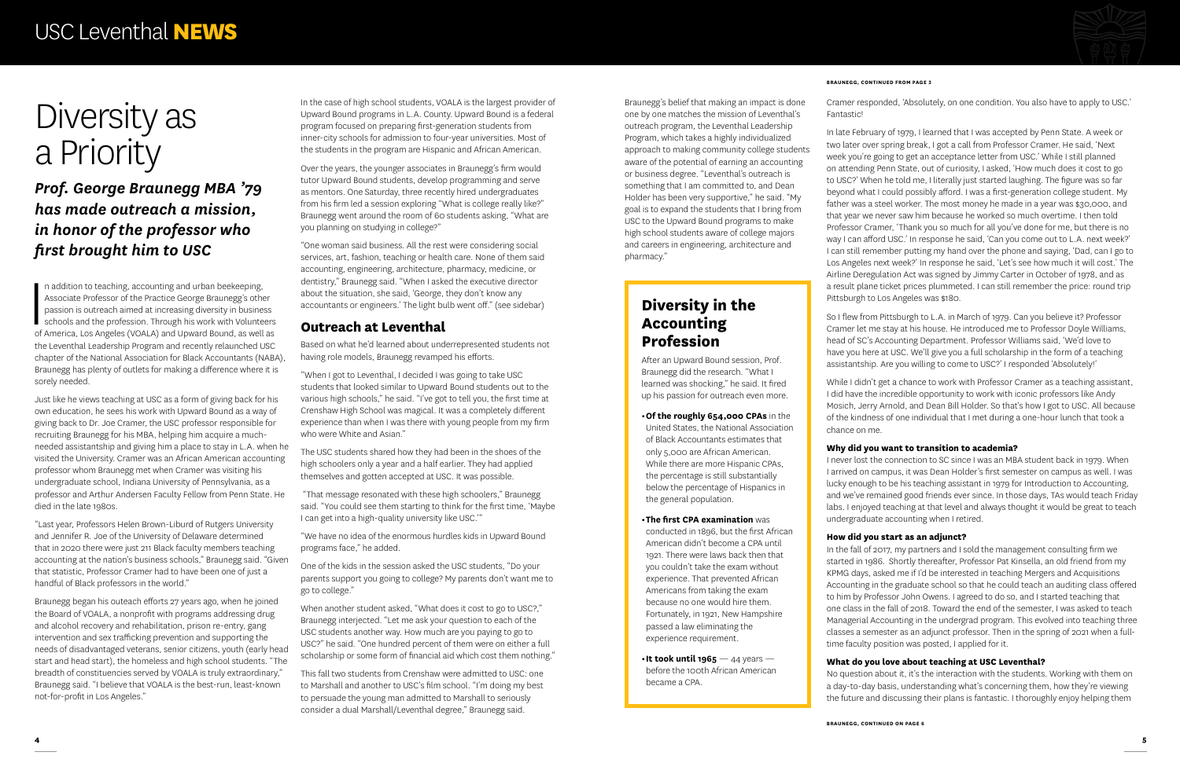# Diversity as a Priority

## *Prof. George Braunegg MBA '79 has made outreach a mission, in honor of the professor who first brought him to USC*

In addition to teaching, accounting and urban beekeeping, Associate Professor of the Practice George Braunegg's other passion is outreach aimed at increasing diversity in business schools and the profession. Through his work with Volunteers of America, Los Angeles (VOALA) and Upward Bound, as well as the Leventhal Leadership Program and recently relaunched USC chapter of the National Association for Black Accountants (NABA), Braunegg has plenty of outlets for making a difference where it is sorely needed.

Just like he views teaching at USC as a form of giving back for his own education, he sees his work with Upward Bound as a way of giving back to Dr. Joe Cramer, the USC professor responsible for recruiting Braunegg for his MBA, helping him acquire a much-needed assistantship and giving him a place to stay in L.A. when he visited the University. Cramer was an African American accounting professor whom Braunegg met when Cramer was visiting his undergraduate school, Indiana University of Pennsylvania, as a professor and Arthur Andersen Faculty Fellow from Penn State. He died in the late 1980s.

"Last year, Professors Helen Brown-Liburd of Rutgers University and Jennifer R. Joe of the University of Delaware determined that in 2020 there were just 211 Black faculty members teaching accounting at the nation's business schools," Braunegg said. "Given that statistic, Professor Cramer had to have been one of just a handful of Black professors in the world."

Braunegg began his outeach efforts 27 years ago, when he joined the Board of VOALA, a nonprofit with programs addressing drug and alcohol recovery and rehabilitation, prison re-entry, gang intervention and sex trafficking prevention and supporting the needs of disadvantaged veterans, senior citizens, youth (early head start and head start), the homeless and high school students. "The breadth of constituencies served by VOALA is truly extraordinary," Braunegg said. "I believe that VOALA is the best-run, least-known not-for-profit in Los Angeles."

In the case of high school students, VOALA is the largest provider of Upward Bound programs in L.A. County. Upward Bound is a federal program focused on preparing first-generation students from inner-city schools for admission to four-year universities. Most of the students in the program are Hispanic and African American.

Over the years, the younger associates in Braunegg's firm would tutor Upward Bound students, develop programming and serve as mentors. One Saturday, three recently hired undergraduates from his firm led a session exploring "What is college really like?" Braunegg went around the room of 60 students asking, "What are you planning on studying in college?"

"One woman said business. All the rest were considering social services, art, fashion, teaching or health care. None of them said accounting, engineering, architecture, pharmacy, medicine, or dentistry," Braunegg said. "When I asked the executive director about the situation, she said, 'George, they don't know any accountants or engineers.' The light bulb went off." (see sidebar)

### Outreach at Leventhal

Based on what he'd learned about underrepresented students not having role models, Braunegg revamped his efforts.

"When I got to Leventhal, I decided I was going to take USC students that looked similar to Upward Bound students out to the various high schools," he said. "I've got to tell you, the first time at Crenshaw High School was magical. It was a completely different experience than when I was there with young people from my firm who were White and Asian."

The USC students shared how they had been in the shoes of the high schoolers only a year and a half earlier. They had applied themselves and gotten accepted at USC. It was possible.

"That message resonated with these high schoolers," Braunegg said. "You could see them starting to think for the first time, 'Maybe I can get into a high-quality university like USC.'"

"We have no idea of the enormous hurdles kids in Upward Bound programs face," he added.

One of the kids in the session asked the USC students, "Do your parents support you going to college? My parents don't want me to go to college."

When another student asked, "What does it cost to go to USC?," Braunegg interrupted. "Let me ask your question to each of the USC students another way. How much are you paying to go to USC?" he said. "One hundred percent of them were on either a full scholarship or some form of financial aid which cost them nothing."

This fall two students from Crenshaw were admitted to USC: one to Marshall and another to USC's film school. "I'm doing my best to persuade the young man admitted to Marshall to seriously consider a dual Marshall/Leventhal degree," Braunegg said.

Braunegg's belief that making an impact is done one by one matches the mission of Leventhal's outreach program, the Leventhal Leadership Program, which takes a highly individualized approach to making community college students aware of the potential of earning an accounting or business degree. "Leventhal's outreach is something that I am committed to, and Dean Holder has been very supportive," he said. "My goal is to expand the students that I bring from USC to the Upward Bound programs to make high school students aware of college majors and careers in engineering, architecture and pharmacy."

### Diversity in the Accounting Profession

After an Upward Bound session, Prof. Braunegg did the research. "What I learned was shocking," he said. It fired up his passion for outreach even more.

- **Of the roughly 654,000 CPAs** in the United States, the National Association of Black Accountants estimates that only 5,000 are African American. While there are more Hispanic CPAs, the percentage is still substantially below the percentage of Hispanics in the general population.
- **The first CPA examination** was conducted in 1896, but the first African American didn't become a CPA until 1921. There were laws back then that you couldn't take the exam without experience. That prevented African Americans from taking the exam because no one would hire them. Fortunately, in 1921, New Hampshire passed a law eliminating the experience requirement.
- **It took until 1965** — 44 years — before the 100th African American became a CPA.

BRAUNEGG, CONTINUED FROM PAGE 3

Cramer responded, 'Absolutely, on one condition. You also have to apply to USC.' Fantastic!

In late February of 1979, I learned that I was accepted by Penn State. A week or two later over spring break, I got a call from Professor Cramer. He said, 'Next week you're going to get an acceptance letter from USC.' While I still planned on attending Penn State, out of curiosity, I asked, 'How much does it cost to go to USC?' When he told me, I literally just started laughing. The figure was so far beyond what I could possibly afford. I was a first-generation college student. My father was a steel worker. The most money he made in a year was $30,000, and that year we never saw him because he worked so much overtime. I then told Professor Cramer, 'Thank you so much for all you've done for me, but there is no way I can afford USC.' In response he said, 'Can you come out to L.A. next week?' I can still remember putting my hand over the phone and saying, 'Dad, can I go to Los Angeles next week?' In response he said, 'Let's see how much it will cost.' The Airline Deregulation Act was signed by Jimmy Carter in October of 1978, and as a result plane ticket prices plummeted. I can still remember the price: round trip Pittsburgh to Los Angeles was $180.

So I flew from Pittsburgh to L.A. in March of 1979. Can you believe it? Professor Cramer let me stay at his house. He introduced me to Professor Doyle Williams, head of SC's Accounting Department. Professor Williams said, 'We'd love to have you here at USC. We'll give you a full scholarship in the form of a teaching assistantship. Are you willing to come to USC?' I responded 'Absolutely!'

While I didn't get a chance to work with Professor Cramer as a teaching assistant, I did have the incredible opportunity to work with iconic professors like Andy Mosich, Jerry Arnold, and Dean Bill Holder. So that's how I got to USC. All because of the kindness of one individual that I met during a one-hour lunch that took a chance on me.

**Why did you want to transition to academia?**

I never lost the connection to SC since I was an MBA student back in 1979. When I arrived on campus, it was Dean Holder's first semester on campus as well. I was lucky enough to be his teaching assistant in 1979 for Introduction to Accounting, and we've remained good friends ever since. In those days, TAs would teach Friday labs. I enjoyed teaching at that level and always thought it would be great to teach undergraduate accounting when I retired.

**How did you start as an adjunct?**

In the fall of 2017, my partners and I sold the management consulting firm we started in 1986. Shortly thereafter, Professor Pat Kinsella, an old friend from my KPMG days, asked me if I'd be interested in teaching Mergers and Acquisitions Accounting in the graduate school so that he could teach an auditing class offered to him by Professor John Owens. I agreed to do so, and I started teaching that one class in the fall of 2018. Toward the end of the semester, I was asked to teach Managerial Accounting in the undergrad program. This evolved into teaching three classes a semester as an adjunct professor. Then in the spring of 2021 when a full-time faculty position was posted, I applied for it.

**What do you love about teaching at USC Leventhal?**

No question about it, it's the interaction with the students. Working with them on a day-to-day basis, understanding what's concerning them, how they're viewing the future and discussing their plans is fantastic. I thoroughly enjoy helping them

BRAUNEGG, CONTINUED ON PAGE 6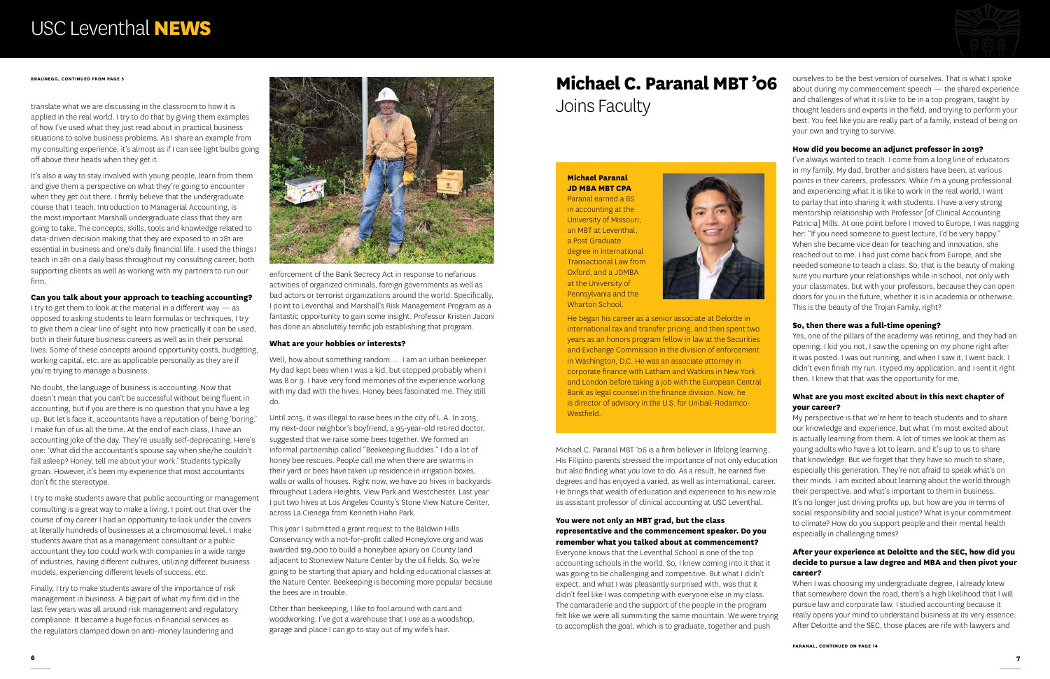**BRAUNEGG, CONTINUED FROM PAGE 5**

translate what we are discussing in the classroom to how it is applied in the real world. I try to do that by giving them examples of how I've used what they just read about in practical business situations to solve business problems. As I share an example from my consulting experience, it's almost as if I can see light bulbs going off above their heads when they get it.

It's also a way to stay involved with young people, learn from them and give them a perspective on what they're going to encounter when they get out there. I firmly believe that the undergraduate course that I teach, Introduction to Managerial Accounting, is the most important Marshall undergraduate class that they are going to take. The concepts, skills, tools and knowledge related to data-driven decision making that they are exposed to in 281 are essential in business and one's daily financial life. I used the things I teach in 281 on a daily basis throughout my consulting career, both supporting clients as well as working with my partners to run our firm.

**Can you talk about your approach to teaching accounting?**

I try to get them to look at the material in a different way — as opposed to asking students to learn formulas or techniques, I try to give them a clear line of sight into how practically it can be used, both in their future business careers as well as in their personal lives. Some of these concepts around opportunity costs, budgeting, working capital, etc. are as applicable personally as they are if you're trying to manage a business.

No doubt, the language of business is accounting. Now that doesn't mean that you can't be successful without being fluent in accounting, but if you are there is no question that you have a leg up. But let's face it, accountants have a reputation of being 'boring.' I make fun of us all the time. At the end of each class, I have an accounting joke of the day. They're usually self-deprecating. Here's one: 'What did the accountant's spouse say when she/he couldn't fall asleep? Honey, tell me about your work.' Students typically groan. However, it's been my experience that most accountants don't fit the stereotype.

I try to make students aware that public accounting or management consulting is a great way to make a living. I point out that over the course of my career I had an opportunity to look under the covers at literally hundreds of businesses at a chromosomal level. I make students aware that as a management consultant or a public accountant they too could work with companies in a wide range of industries, having different cultures, utilizing different business models, experiencing different levels of success, etc.

Finally, I try to make students aware of the importance of risk management in business. A big part of what my firm did in the last few years was all around risk management and regulatory compliance. It became a huge focus in financial services as the regulators clamped down on anti-money laundering and enforcement of the Bank Secrecy Act in response to nefarious activities of organized criminals, foreign governments as well as bad actors or terrorist organizations around the world. Specifically, I point to Leventhal and Marshall's Risk Management Program as a fantastic opportunity to gain some insight. Professor Kristen Jaconi has done an absolutely terrific job establishing that program.

**What are your hobbies or interests?**

Well, how about something random.... I am an urban beekeeper. My dad kept bees when I was a kid, but stopped probably when I was 8 or 9. I have very fond memories of the experience working with my dad with the hives. Honey bees fascinated me. They still do.

Until 2015, it was illegal to raise bees in the city of L.A. In 2015, my next-door neighbor's boyfriend, a 95-year-old retired doctor, suggested that we raise some bees together. We formed an informal partnership called "Beekeeping Buddies." I do a lot of honey bee rescues. People call me when there are swarms in their yard or bees have taken up residence in irrigation boxes, walls or walls of houses. Right now, we have 20 hives in backyards throughout Ladera Heights, View Park and Westchester. Last year I put two hives at Los Angeles County's Stone View Nature Center, across La Cienega from Kenneth Hahn Park.

This year I submitted a grant request to the Baldwin Hills Conservancy with a not-for-profit called Honeylove.org and was awarded $19,000 to build a honeybee apiary on County land adjacent to Stoneview Nature Center by the oil fields. So, we're going to be starting that apiary and holding educational classes at the Nature Center. Beekeeping is becoming more popular because the bees are in trouble.

Other than beekeeping, I like to fool around with cars and woodworking. I've got a warehouse that I use as a woodshop, garage and place I can go to stay out of my wife's hair.

# Michael C. Paranal MBT '06 Joins Faculty

**Michael Paranal JD MBA MBT CPA**

Paranal earned a BS in accounting at the University of Missouri, an MBT at Leventhal, a Post Graduate degree in International Transactional Law from Oxford, and a JDMBA at the University of Pennsylvania and the Wharton School.

He began his career as a senior associate at Deloitte in international tax and transfer pricing, and then spent two years as an honors program fellow in law at the Securities and Exchange Commission in the division of enforcement in Washington, D.C. He was an associate attorney in corporate finance with Latham and Watkins in New York and London before taking a job with the European Central Bank as legal counsel in the finance division. Now, he is director of advisory in the U.S. for Unibail-Rodamco-Westfield.

Michael C. Paranal MBT '06 is a firm believer in lifelong learning. His Filipino parents stressed the importance of not only education but also finding what you love to do. As a result, he earned five degrees and has enjoyed a varied, as well as international, career. He brings that wealth of education and experience to his new role as assistant professor of clinical accounting at USC Leventhal.

**You were not only an MBT grad, but the class representative and the commencement speaker. Do you remember what you talked about at commencement?**

Everyone knows that the Leventhal School is one of the top accounting schools in the world. So, I knew coming into it that it was going to be challenging and competitive. But what I didn't expect, and what I was pleasantly surprised with, was that it didn't feel like I was competing with everyone else in my class. The camaraderie and the support of the people in the program felt like we were all summiting the same mountain. We were trying to accomplish the goal, which is to graduate, together and push ourselves to be the best version of ourselves. That is what I spoke about during my commencement speech — the shared experience and challenges of what it is like to be in a top program, taught by thought leaders and experts in the field, and trying to perform your best. You feel like you are really part of a family, instead of being on your own and trying to survive.

**How did you become an adjunct professor in 2019?**

I've always wanted to teach. I come from a long line of educators in my family. My dad, brother and sisters have been, at various points in their careers, professors. While I'm a young professional and experiencing what it is like to work in the real world, I want to parlay that into sharing it with students. I have a very strong mentorship relationship with Professor [of Clinical Accounting Patricia] Mills. At one point before I moved to Europe, I was nagging her: "If you need someone to guest lecture, I'd be very happy." When she became vice dean for teaching and innovation, she reached out to me. I had just come back from Europe, and she needed someone to teach a class. So, that is the beauty of making sure you nurture your relationships while in school, not only with your classmates, but with your professors, because they can open doors for you in the future, whether it is in academia or otherwise. This is the beauty of the Trojan Family, right?

**So, then there was a full-time opening?**

Yes, one of the pillars of the academy was retiring, and they had an opening. I kid you not, I saw the opening on my phone right after it was posted. I was out running, and when I saw it, I went back. I didn't even finish my run. I typed my application, and I sent it right then. I knew that that was the opportunity for me.

**What are you most excited about in this next chapter of your career?**

My perspective is that we're here to teach students and to share our knowledge and experience, but what I'm most excited about is actually learning from them. A lot of times we look at them as young adults who have a lot to learn, and it's up to us to share that knowledge. But we forget that they have so much to share, especially this generation. They're not afraid to speak what's on their minds. I am excited about learning about the world through their perspective, and what's important to them in business. It's no longer just driving profits up, but how are you in terms of social responsibility and social justice? What is your commitment to climate? How do you support people and their mental health especially in challenging times?

**After your experience at Deloitte and the SEC, how did you decide to pursue a law degree and MBA and then pivot your career?**

When I was choosing my undergraduate degree, I already knew that somewhere down the road, there's a high likelihood that I will pursue law and corporate law. I studied accounting because it really opens your mind to understand business at its very essence. After Deloitte and the SEC, those places are rife with lawyers and

**PARANAL, CONTINUED ON PAGE 14**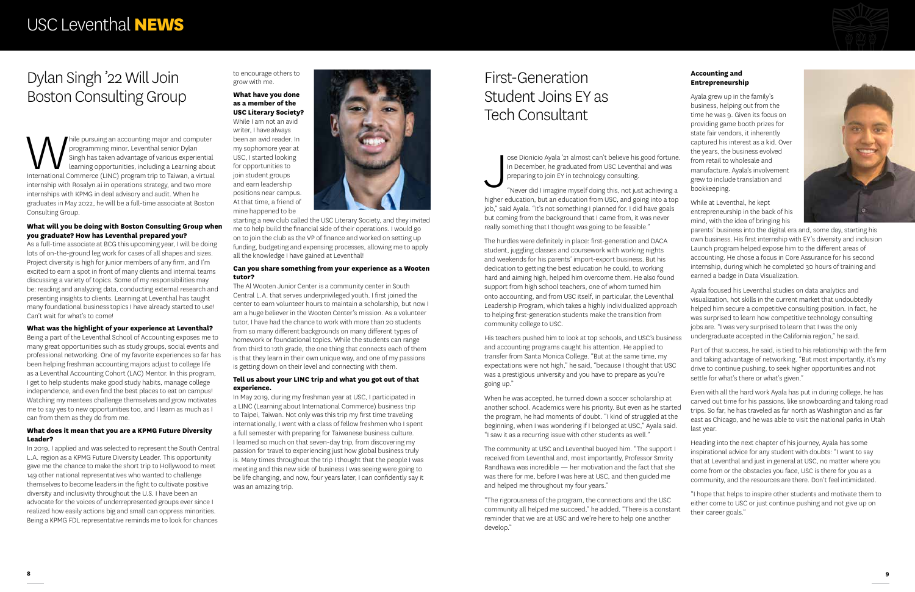# Dylan Singh '22 Will Join Boston Consulting Group

While pursuing an accounting major and computer programming minor, Leventhal senior Dylan Singh has taken advantage of various experiential learning opportunities, including a Learning about International Commerce (LINC) program trip to Taiwan, a virtual internship with Rosalyn.ai in operations strategy, and two more internships with KPMG in deal advisory and audit. When he graduates in May 2022, he will be a full-time associate at Boston Consulting Group.

**What will you be doing with Boston Consulting Group when you graduate? How has Leventhal prepared you?**

As a full-time associate at BCG this upcoming year, I will be doing lots of on-the-ground leg work for cases of all shapes and sizes. Project diversity is high for junior members of any firm, and I'm excited to earn a spot in front of many clients and internal teams discussing a variety of topics. Some of my responsibilities may be: reading and analyzing data, conducting external research and presenting insights to clients. Learning at Leventhal has taught many foundational business topics I have already started to use! Can't wait for what's to come!

**What was the highlight of your experience at Leventhal?**

Being a part of the Leventhal School of Accounting exposes me to many great opportunities such as study groups, social events and professional networking. One of my favorite experiences so far has been helping freshman accounting majors adjust to college life as a Leventhal Accounting Cohort (LAC) Mentor. In this program, I get to help students make good study habits, manage college independence, and even find the best places to eat on campus! Watching my mentees challenge themselves and grow motivates me to say yes to new opportunities too, and I learn as much as I can from them as they do from me.

**What does it mean that you are a KPMG Future Diversity Leader?**

In 2019, I applied and was selected to represent the South Central L.A. region as a KPMG Future Diversity Leader. This opportunity gave me the chance to make the short trip to Hollywood to meet 149 other national representatives who wanted to challenge themselves to become leaders in the fight to cultivate positive diversity and inclusivity throughout the U.S. I have been an advocate for the voices of underrepresented groups ever since I realized how easily actions big and small can oppress minorities. Being a KPMG FDL representative reminds me to look for chances to encourage others to grow with me.

**What have you done as a member of the USC Literary Society?**

While I am not an avid writer, I have always been an avid reader. In my sophomore year at USC, I started looking for opportunities to join student groups and earn leadership positions near campus. At that time, a friend of mine happened to be starting a new club called the USC Literary Society, and they invited me to help build the financial side of their operations. I would go on to join the club as the VP of finance and worked on setting up funding, budgeting and expensing processes, allowing me to apply all the knowledge I have gained at Leventhal!

**Can you share something from your experience as a Wooten tutor?**

The Al Wooten Junior Center is a community center in South Central L.A. that serves underprivileged youth. I first joined the center to earn volunteer hours to maintain a scholarship, but now I am a huge believer in the Wooten Center's mission. As a volunteer tutor, I have had the chance to work with more than 20 students from so many different backgrounds on many different types of homework or foundational topics. While the students can range from third to 12th grade, the one thing that connects each of them is that they learn in their own unique way, and one of my passions is getting down on their level and connecting with them.

**Tell us about your LINC trip and what you got out of that experience.**

In May 2019, during my freshman year at USC, I participated in a LINC (Learning about International Commerce) business trip to Taipei, Taiwan. Not only was this trip my first time traveling internationally, I went with a class of fellow freshmen who I spent a full semester with preparing for Taiwanese business culture. I learned so much on that seven-day trip, from discovering my passion for travel to experiencing just how global business truly is. Many times throughout the trip I thought that the people I was meeting and this new side of business I was seeing were going to be life changing, and now, four years later, I can confidently say it was an amazing trip.

# First-Generation Student Joins EY as Tech Consultant

Jose Dionicio Ayala '21 almost can't believe his good fortune. In December, he graduated from USC Leventhal and was preparing to join EY in technology consulting.

"Never did I imagine myself doing this, not just achieving a higher education, but an education from USC, and going into a top job," said Ayala. "It's not something I planned for. I did have goals but coming from the background that I came from, it was never really something that I thought was going to be feasible."

The hurdles were definitely in place: first-generation and DACA student, juggling classes and coursework with working nights and weekends for his parents' import-export business. But his dedication to getting the best education he could, to working hard and aiming high, helped him overcome them. He also found support from high school teachers, one of whom turned him onto accounting, and from USC itself, in particular, the Leventhal Leadership Program, which takes a highly individualized approach to helping first-generation students make the transition from community college to USC.

His teachers pushed him to look at top schools, and USC's business and accounting programs caught his attention. He applied to transfer from Santa Monica College. "But at the same time, my expectations were not high," he said, "because I thought that USC was a prestigious university and you have to prepare as you're going up."

When he was accepted, he turned down a soccer scholarship at another school. Academics were his priority. But even as he started the program, he had moments of doubt. "I kind of struggled at the beginning, when I was wondering if I belonged at USC," Ayala said. "I saw it as a recurring issue with other students as well."

The community at USC and Leventhal buoyed him. "The support I received from Leventhal and, most importantly, Professor Smrity Randhawa was incredible — her motivation and the fact that she was there for me, before I was here at USC, and then guided me and helped me throughout my four years."

"The rigorousness of the program, the connections and the USC community all helped me succeed," he added. "There is a constant reminder that we are at USC and we're here to help one another develop."

**Accounting and Entrepreneurship**

Ayala grew up in the family's business, helping out from the time he was 9. Given its focus on providing game booth prizes for state fair vendors, it inherently captured his interest as a kid. Over the years, the business evolved from retail to wholesale and manufacture. Ayala's involvement grew to include translation and bookkeeping.

While at Leventhal, he kept entrepreneurship in the back of his mind, with the idea of bringing his parents' business into the digital era and, some day, starting his own business. His first internship with EY's diversity and inclusion Launch program helped expose him to the different areas of accounting. He chose a focus in Core Assurance for his second internship, during which he completed 30 hours of training and earned a badge in Data Visualization.

Ayala focused his Leventhal studies on data analytics and visualization, hot skills in the current market that undoubtedly helped him secure a competitive consulting position. In fact, he was surprised to learn how competitive technology consulting jobs are. "I was very surprised to learn that I was the only undergraduate accepted in the California region," he said.

Part of that success, he said, is tied to his relationship with the firm and taking advantage of networking. "But most importantly, it's my drive to continue pushing, to seek higher opportunities and not settle for what's there or what's given."

Even with all the hard work Ayala has put in during college, he has carved out time for his passions, like snowboarding and taking road trips. So far, he has traveled as far north as Washington and as far east as Chicago, and he was able to visit the national parks in Utah last year.

Heading into the next chapter of his journey, Ayala has some inspirational advice for any student with doubts: "I want to say that at Leventhal and just in general at USC, no matter where you come from or the obstacles you face, USC is there for you as a community, and the resources are there. Don't feel intimidated.

"I hope that helps to inspire other students and motivate them to either come to USC or just continue pushing and not give up on their career goals."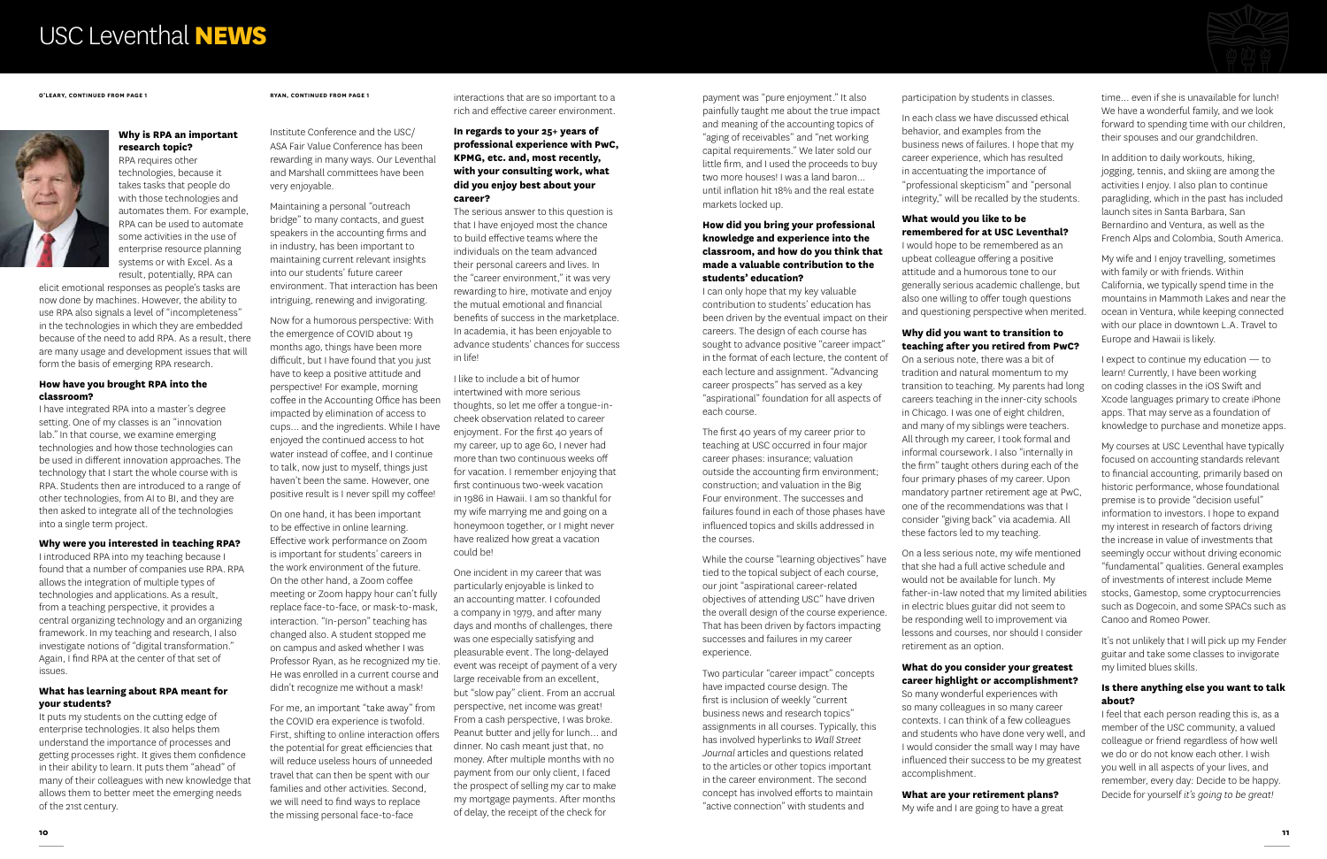O'LEARY, CONTINUED FROM PAGE 1

**Why is RPA an important research topic?**
RPA requires other technologies, because it takes tasks that people do with those technologies and automates them. For example, RPA can be used to automate some activities in the use of enterprise resource planning systems or with Excel. As a result, potentially, RPA can elicit emotional responses as people's tasks are now done by machines. However, the ability to use RPA also signals a level of "incompleteness" in the technologies in which they are embedded because of the need to add RPA. As a result, there are many usage and development issues that will form the basis of emerging RPA research.

**How have you brought RPA into the classroom?**
I have integrated RPA into a master's degree setting. One of my classes is an "innovation lab." In that course, we examine emerging technologies and how those technologies can be used in different innovation approaches. The technology that I start the whole course with is RPA. Students then are introduced to a range of other technologies, from AI to BI, and they are then asked to integrate all of the technologies into a single term project.

**Why were you interested in teaching RPA?**
I introduced RPA into my teaching because I found that a number of companies use RPA. RPA allows the integration of multiple types of technologies and applications. As a result, from a teaching perspective, it provides a central organizing technology and an organizing framework. In my teaching and research, I also investigate notions of "digital transformation." Again, I find RPA at the center of that set of issues.

**What has learning about RPA meant for your students?**
It puts my students on the cutting edge of enterprise technologies. It also helps them understand the importance of processes and getting processes right. It gives them confidence in their ability to learn. It puts them "ahead" of many of their colleagues with new knowledge that allows them to better meet the emerging needs of the 21st century.

RYAN, CONTINUED FROM PAGE 1

Institute Conference and the USC/ASA Fair Value Conference has been rewarding in many ways. Our Leventhal and Marshall committees have been very enjoyable.

Maintaining a personal "outreach bridge" to many contacts, and guest speakers in the accounting firms and in industry, has been important to maintaining current relevant insights into our students' future career environment. That interaction has been intriguing, renewing and invigorating.

Now for a humorous perspective: With the emergence of COVID about 19 months ago, things have been more difficult, but I have found that you just have to keep a positive attitude and perspective! For example, morning coffee in the Accounting Office has been impacted by elimination of access to cups... and the ingredients. While I have enjoyed the continued access to hot water instead of coffee, and I continue to talk, now just to myself, things just haven't been the same. However, one positive result is I never spill my coffee!

On one hand, it has been important to be effective in online learning. Effective work performance on Zoom is important for students' careers in the work environment of the future. On the other hand, a Zoom coffee meeting or Zoom happy hour can't fully replace face-to-face, or mask-to-mask, interaction. "In-person" teaching has changed also. A student stopped me on campus and asked whether I was Professor Ryan, as he recognized my tie. He was enrolled in a current course and didn't recognize me without a mask!

For me, an important "take away" from the COVID era experience is twofold. First, shifting to online interaction offers the potential for great efficiencies that will reduce useless hours of unneeded travel that can then be spent with our families and other activities. Second, we will need to find ways to replace the missing personal face-to-face interactions that are so important to a rich and effective career environment.

**In regards to your 25+ years of professional experience with PwC, KPMG, etc. and, most recently, with your consulting work, what did you enjoy best about your career?**
The serious answer to this question is that I have enjoyed most the chance to build effective teams where the individuals on the team advanced their personal careers and lives. In the "career environment," it was very rewarding to hire, motivate and enjoy the mutual emotional and financial benefits of success in the marketplace. In academia, it has been enjoyable to advance students' chances for success in life!

I like to include a bit of humor intertwined with more serious thoughts, so let me offer a tongue-in-cheek observation related to career enjoyment. For the first 40 years of my career, up to age 60, I never had more than two continuous weeks off for vacation. I remember enjoying that first continuous two-week vacation in 1986 in Hawaii. I am so thankful for my wife marrying me and going on a honeymoon together, or I might never have realized how great a vacation could be!

One incident in my career that was particularly enjoyable is linked to an accounting matter. I cofounded a company in 1979, and after many days and months of challenges, there was one especially satisfying and pleasurable event. The long-delayed event was receipt of payment of a very large receivable from an excellent, but "slow pay" client. From an accrual perspective, net income was great! From a cash perspective, I was broke. Peanut butter and jelly for lunch... and dinner. No cash meant just that, no money. After multiple months with no payment from our only client, I faced the prospect of selling my car to make my mortgage payments. After months of delay, the receipt of the check for payment was "pure enjoyment." It also painfully taught me about the true impact and meaning of the accounting topics of "aging of receivables" and "net working capital requirements." We later sold our little firm, and I used the proceeds to buy two more houses! I was a land baron... until inflation hit 18% and the real estate markets locked up.

**How did you bring your professional knowledge and experience into the classroom, and how do you think that made a valuable contribution to the students' education?**
I can only hope that my key valuable contribution to students' education has been driven by the eventual impact on their careers. The design of each course has sought to advance positive "career impact" in the format of each lecture, the content of each lecture and assignment. "Advancing career prospects" has served as a key "aspirational" foundation for all aspects of each course.

The first 40 years of my career prior to teaching at USC occurred in four major career phases: insurance; valuation outside the accounting firm environment; construction; and valuation in the Big Four environment. The successes and failures found in each of those phases have influenced topics and skills addressed in the courses.

While the course "learning objectives" have tied to the topical subject of each course, our joint "aspirational career-related objectives of attending USC" have driven the overall design of the course experience. That has been driven by factors impacting successes and failures in my career experience.

Two particular "career impact" concepts have impacted course design. The first is inclusion of weekly "current business news and research topics" assignments in all courses. Typically, this has involved hyperlinks to *Wall Street Journal* articles and questions related to the articles or other topics important in the career environment. The second concept has involved efforts to maintain "active connection" with students and participation by students in classes.

In each class we have discussed ethical behavior, and examples from the business news of failures. I hope that my career experience, which has resulted in accentuating the importance of "professional skepticism" and "personal integrity," will be recalled by the students.

**What would you like to be remembered for at USC Leventhal?**
I would hope to be remembered as an upbeat colleague offering a positive attitude and a humorous tone to our generally serious academic challenge, but also one willing to offer tough questions and questioning perspective when merited.

**Why did you want to transition to teaching after you retired from PwC?**
On a serious note, there was a bit of tradition and natural momentum to my transition to teaching. My parents had long careers teaching in the inner-city schools in Chicago. I was one of eight children, and many of my siblings were teachers. All through my career, I took formal and informal coursework. I also "internally in the firm" taught others during each of the four primary phases of my career. Upon mandatory partner retirement age at PwC, one of the recommendations was that I consider "giving back" via academia. All these factors led to my teaching.

On a less serious note, my wife mentioned that she had a full active schedule and would not be available for lunch. My father-in-law noted that my limited abilities in electric blues guitar did not seem to be responding well to improvement via lessons and courses, nor should I consider retirement as an option.

**What do you consider your greatest career highlight or accomplishment?**
So many wonderful experiences with so many colleagues in so many career contexts. I can think of a few colleagues and students who have done very well, and I would consider the small way I may have influenced their success to be my greatest accomplishment.

**What are your retirement plans?**
My wife and I are going to have a great time... even if she is unavailable for lunch! We have a wonderful family, and we look forward to spending time with our children, their spouses and our grandchildren.

In addition to daily workouts, hiking, jogging, tennis, and skiing are among the activities I enjoy. I also plan to continue paragliding, which in the past has included launch sites in Santa Barbara, San Bernardino and Ventura, as well as the French Alps and Colombia, South America.

My wife and I enjoy travelling, sometimes with family or with friends. Within California, we typically spend time in the mountains in Mammoth Lakes and near the ocean in Ventura, while keeping connected with our place in downtown L.A. Travel to Europe and Hawaii is likely.

I expect to continue my education — to learn! Currently, I have been working on coding classes in the iOS Swift and Xcode languages primary to create iPhone apps. That may serve as a foundation of knowledge to purchase and monetize apps.

My courses at USC Leventhal have typically focused on accounting standards relevant to financial accounting, primarily based on historic performance, whose foundational premise is to provide "decision useful" information to investors. I hope to expand my interest in research of factors driving the increase in value of investments that seemingly occur without driving economic "fundamental" qualities. General examples of investments of interest include Meme stocks, Gamestop, some cryptocurrencies such as Dogecoin, and some SPACs such as Canoo and Romeo Power.

It's not unlikely that I will pick up my Fender guitar and take some classes to invigorate my limited blues skills.

**Is there anything else you want to talk about?**
I feel that each person reading this is, as a member of the USC community, a valued colleague or friend regardless of how well we do or do not know each other. I wish you well in all aspects of your lives, and remember, every day: Decide to be happy. Decide for yourself *it's going to be great!*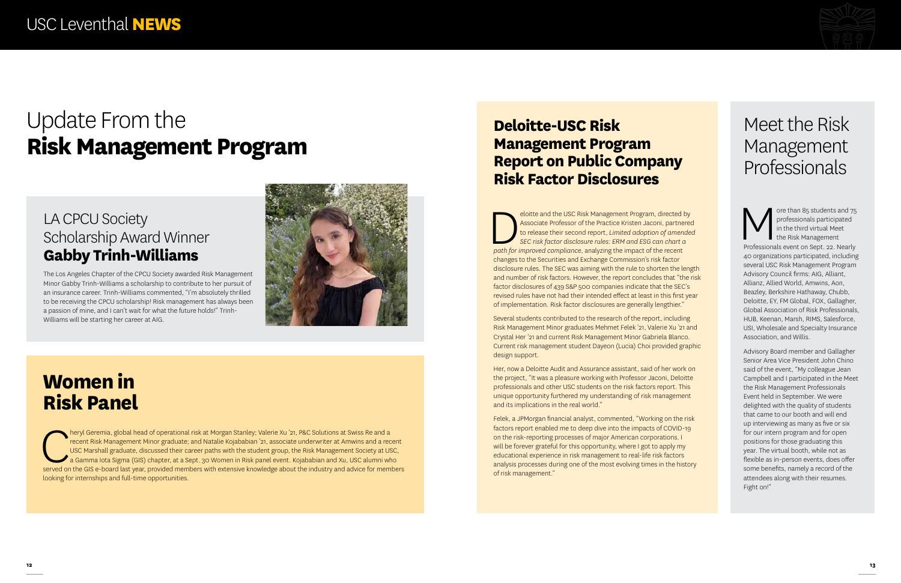# Update From the **Risk Management Program**

## LA CPCU Society Scholarship Award Winner **Gabby Trinh-Williams**

The Los Angeles Chapter of the CPCU Society awarded Risk Management Minor Gabby Trinh-Williams a scholarship to contribute to her pursuit of an insurance career. Trinh-Williams commented, "I'm absolutely thrilled to be receiving the CPCU scholarship! Risk management has always been a passion of mine, and I can't wait for what the future holds!" Trinh-Williams will be starting her career at AIG.

## Women in Risk Panel

Cheryl Geremia, global head of operational risk at Morgan Stanley; Valerie Xu '21, P&C Solutions at Swiss Re and a recent Risk Management Minor graduate; and Natalie Kojababian '21, associate underwriter at Amwins and a recent USC Marshall graduate, discussed their career paths with the student group, the Risk Management Society at USC, a Gamma Iota Sigma (GIS) chapter, at a Sept. 30 Women in Risk panel event. Kojababian and Xu, USC alumni who served on the GIS e-board last year, provided members with extensive knowledge about the industry and advice for members looking for internships and full-time opportunities.

## Deloitte-USC Risk Management Program Report on Public Company Risk Factor Disclosures

Deloitte and the USC Risk Management Program, directed by Associate Professor of the Practice Kristen Jaconi, partnered to release their second report, *Limited adoption of amended SEC risk factor disclosure rules: ERM and ESG can chart a path for improved compliance*, analyzing the impact of the recent changes to the Securities and Exchange Commission's risk factor disclosure rules. The SEC was aiming with the rule to shorten the length and number of risk factors. However, the report concludes that "the risk factor disclosures of 439 S&P 500 companies indicate that the SEC's revised rules have not had their intended effect at least in this first year of implementation. Risk factor disclosures are generally lengthier."

Several students contributed to the research of the report, including Risk Management Minor graduates Mehmet Felek '21, Valerie Xu '21 and Crystal Her '21 and current Risk Management Minor Gabriela Blanco. Current risk management student Dayeon (Lucia) Choi provided graphic design support.

Her, now a Deloitte Audit and Assurance assistant, said of her work on the project, "It was a pleasure working with Professor Jaconi, Deloitte professionals and other USC students on the risk factors report. This unique opportunity furthered my understanding of risk management and its implications in the real world."

Felek, a JPMorgan financial analyst, commented, "Working on the risk factors report enabled me to deep dive into the impacts of COVID-19 on the risk-reporting processes of major American corporations. I will be forever grateful for this opportunity, where I got to apply my educational experience in risk management to real-life risk factors analysis processes during one of the most evolving times in the history of risk management."

## Meet the Risk Management Professionals

More than 85 students and 75 professionals participated in the third virtual Meet the Risk Management Professionals event on Sept. 22. Nearly 40 organizations participated, including several USC Risk Management Program Advisory Council firms: AIG, Alliant, Allianz, Allied World, Amwins, Aon, Beazley, Berkshire Hathaway, Chubb, Deloitte, EY, FM Global, FOX, Gallagher, Global Association of Risk Professionals, HUB, Keenan, Marsh, RIMS, Salesforce, USI, Wholesale and Specialty Insurance Association, and Willis.

Advisory Board member and Gallagher Senior Area Vice President John Chino said of the event, "My colleague Jean Campbell and I participated in the Meet the Risk Management Professionals Event held in September. We were delighted with the quality of students that came to our booth and will end up interviewing as many as five or six for our intern program and for open positions for those graduating this year. The virtual booth, while not as flexible as in-person events, does offer some benefits, namely a record of the attendees along with their resumes. Fight on!"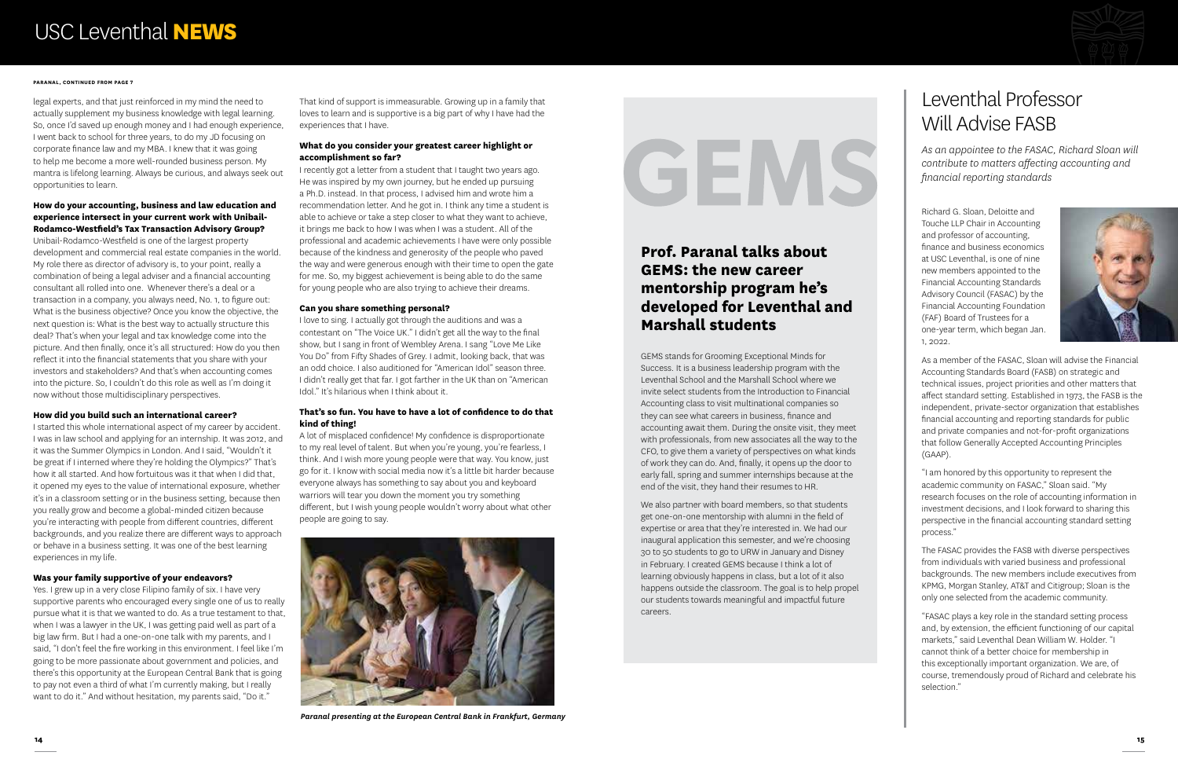PARANAL, CONTINUED FROM PAGE 7

legal experts, and that just reinforced in my mind the need to actually supplement my business knowledge with legal learning. So, once I'd saved up enough money and I had enough experience, I went back to school for three years, to do my JD focusing on corporate finance law and my MBA. I knew that it was going to help me become a more well-rounded business person. My mantra is lifelong learning. Always be curious, and always seek out opportunities to learn.

**How do your accounting, business and law education and experience intersect in your current work with Unibail-Rodamco-Westfield's Tax Transaction Advisory Group?**

Unibail-Rodamco-Westfield is one of the largest property development and commercial real estate companies in the world. My role there as director of advisory is, to your point, really a combination of being a legal adviser and a financial accounting consultant all rolled into one. Whenever there's a deal or a transaction in a company, you always need, No. 1, to figure out: What is the business objective? Once you know the objective, the next question is: What is the best way to actually structure this deal? That's when your legal and tax knowledge come into the picture. And then finally, once it's all structured: How do you then reflect it into the financial statements that you share with your investors and stakeholders? And that's when accounting comes into the picture. So, I couldn't do this role as well as I'm doing it now without those multidisciplinary perspectives.

**How did you build such an international career?**

I started this whole international aspect of my career by accident. I was in law school and applying for an internship. It was 2012, and it was the Summer Olympics in London. And I said, "Wouldn't it be great if I interned where they're holding the Olympics?" That's how it all started. And how fortuitous was it that when I did that, it opened my eyes to the value of international exposure, whether it's in a classroom setting or in the business setting, because then you really grow and become a global-minded citizen because you're interacting with people from different countries, different backgrounds, and you realize there are different ways to approach or behave in a business setting. It was one of the best learning experiences in my life.

**Was your family supportive of your endeavors?**

Yes. I grew up in a very close Filipino family of six. I have very supportive parents who encouraged every single one of us to really pursue what it is that we wanted to do. As a true testament to that, when I was a lawyer in the UK, I was getting paid well as part of a big law firm. But I had a one-on-one talk with my parents, and I said, "I don't feel the fire working in this environment. I feel like I'm going to be more passionate about government and policies, and there's this opportunity at the European Central Bank that is going to pay not even a third of what I'm currently making, but I really want to do it." And without hesitation, my parents said, "Do it."

That kind of support is immeasurable. Growing up in a family that loves to learn and is supportive is a big part of why I have had the experiences that I have.

**What do you consider your greatest career highlight or accomplishment so far?**

I recently got a letter from a student that I taught two years ago. He was inspired by my own journey, but he ended up pursuing a Ph.D. instead. In that process, I advised him and wrote him a recommendation letter. And he got in. I think any time a student is able to achieve or take a step closer to what they want to achieve, it brings me back to how I was when I was a student. All of the professional and academic achievements I have were only possible because of the kindness and generosity of the people who paved the way and were generous enough with their time to open the gate for me. So, my biggest achievement is being able to do the same for young people who are also trying to achieve their dreams.

**Can you share something personal?**

I love to sing. I actually got through the auditions and was a contestant on "The Voice UK." I didn't get all the way to the final show, but I sang in front of Wembley Arena. I sang "Love Me Like You Do" from Fifty Shades of Grey. I admit, looking back, that was an odd choice. I also auditioned for "American Idol" season three. I didn't really get that far. I got farther in the UK than on "American Idol." It's hilarious when I think about it.

**That's so fun. You have to have a lot of confidence to do that kind of thing!**

A lot of misplaced confidence! My confidence is disproportionate to my real level of talent. But when you're young, you're fearless, I think. And I wish more young people were that way. You know, just go for it. I know with social media now it's a little bit harder because everyone always has something to say about you and keyboard warriors will tear you down the moment you try something different, but I wish young people wouldn't worry about what other people are going to say.

*Paranal presenting at the European Central Bank in Frankfurt, Germany*

# GEMS

## Prof. Paranal talks about GEMS: the new career mentorship program he's developed for Leventhal and Marshall students

GEMS stands for Grooming Exceptional Minds for Success. It is a business leadership program with the Leventhal School and the Marshall School where we invite select students from the Introduction to Financial Accounting class to visit multinational companies so they can see what careers in business, finance and accounting await them. During the onsite visit, they meet with professionals, from new associates all the way to the CFO, to give them a variety of perspectives on what kinds of work they can do. And, finally, it opens up the door to early fall, spring and summer internships because at the end of the visit, they hand their resumes to HR.

We also partner with board members, so that students get one-on-one mentorship with alumni in the field of expertise or area that they're interested in. We had our inaugural application this semester, and we're choosing 30 to 50 students to go to URW in January and Disney in February. I created GEMS because I think a lot of learning obviously happens in class, but a lot of it also happens outside the classroom. The goal is to help propel our students towards meaningful and impactful future careers.

# Leventhal Professor Will Advise FASB

*As an appointee to the FASAC, Richard Sloan will contribute to matters affecting accounting and financial reporting standards*

Richard G. Sloan, Deloitte and Touche LLP Chair in Accounting and professor of accounting, finance and business economics at USC Leventhal, is one of nine new members appointed to the Financial Accounting Standards Advisory Council (FASAC) by the Financial Accounting Foundation (FAF) Board of Trustees for a one-year term, which began Jan. 1, 2022.

As a member of the FASAC, Sloan will advise the Financial Accounting Standards Board (FASB) on strategic and technical issues, project priorities and other matters that affect standard setting. Established in 1973, the FASB is the independent, private-sector organization that establishes financial accounting and reporting standards for public and private companies and not-for-profit organizations that follow Generally Accepted Accounting Principles (GAAP).

"I am honored by this opportunity to represent the academic community on FASAC," Sloan said. "My research focuses on the role of accounting information in investment decisions, and I look forward to sharing this perspective in the financial accounting standard setting process."

The FASAC provides the FASB with diverse perspectives from individuals with varied business and professional backgrounds. The new members include executives from KPMG, Morgan Stanley, AT&T and Citigroup; Sloan is the only one selected from the academic community.

"FASAC plays a key role in the standard setting process and, by extension, the efficient functioning of our capital markets," said Leventhal Dean William W. Holder. "I cannot think of a better choice for membership in this exceptionally important organization. We are, of course, tremendously proud of Richard and celebrate his selection."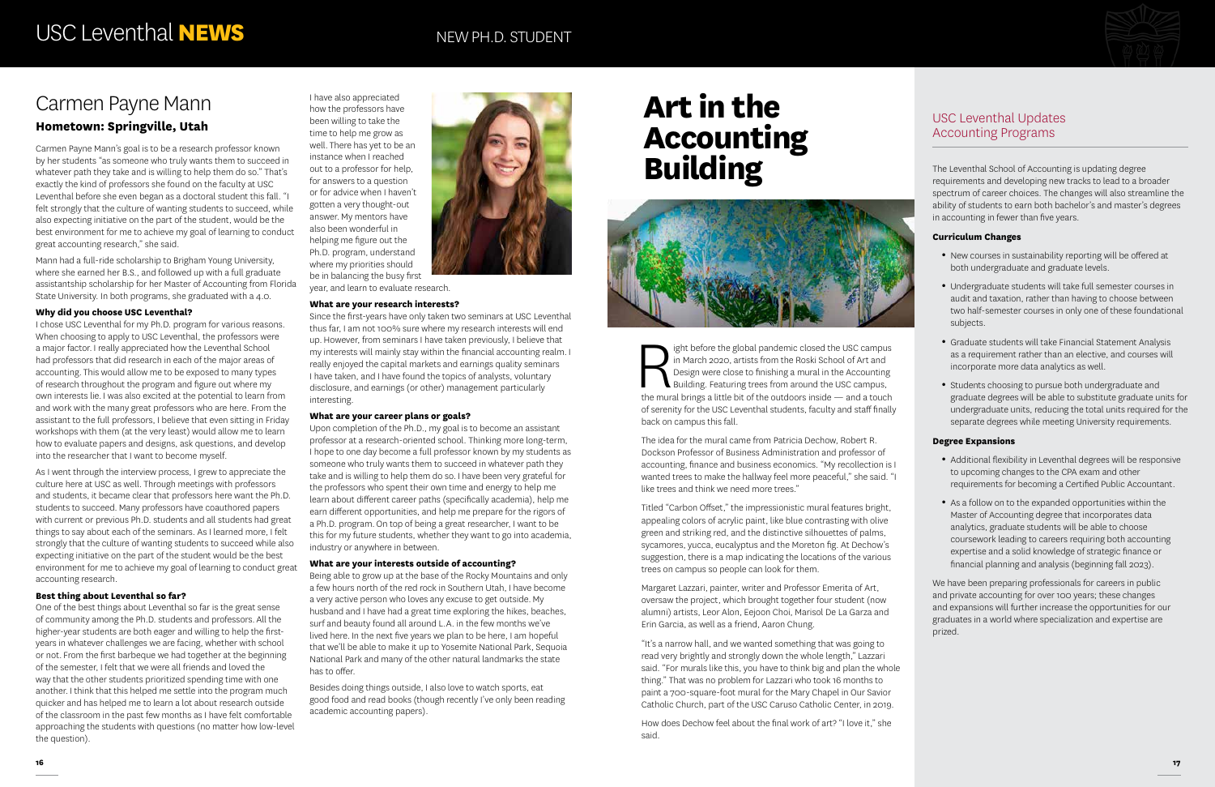## NEW PH.D. STUDENT

# Carmen Payne Mann

### Hometown: Springville, Utah

Carmen Payne Mann's goal is to be a research professor known by her students "as someone who truly wants them to succeed in whatever path they take and is willing to help them do so." That's exactly the kind of professors she found on the faculty at USC Leventhal before she even began as a doctoral student this fall. "I felt strongly that the culture of wanting students to succeed, while also expecting initiative on the part of the student, would be the best environment for me to achieve my goal of learning to conduct great accounting research," she said.

Mann had a full-ride scholarship to Brigham Young University, where she earned her B.S., and followed up with a full graduate assistantship scholarship for her Master of Accounting from Florida State University. In both programs, she graduated with a 4.0.

**Why did you choose USC Leventhal?**

I chose USC Leventhal for my Ph.D. program for various reasons. When choosing to apply to USC Leventhal, the professors were a major factor. I really appreciated how the Leventhal School had professors that did research in each of the major areas of accounting. This would allow me to be exposed to many types of research throughout the program and figure out where my own interests lie. I was also excited at the potential to learn from and work with the many great professors who are here. From the assistant to the full professors, I believe that even sitting in Friday workshops with them (at the very least) would allow me to learn how to evaluate papers and designs, ask questions, and develop into the researcher that I want to become myself.

As I went through the interview process, I grew to appreciate the culture here at USC as well. Through meetings with professors and students, it became clear that professors here want the Ph.D. students to succeed. Many professors have coauthored papers with current or previous Ph.D. students and all students had great things to say about each of the seminars. As I learned more, I felt strongly that the culture of wanting students to succeed while also expecting initiative on the part of the student would be the best environment for me to achieve my goal of learning to conduct great accounting research.

**Best thing about Leventhal so far?**

One of the best things about Leventhal so far is the great sense of community among the Ph.D. students and professors. All the higher-year students are both eager and willing to help the first-years in whatever challenges we are facing, whether with school or not. From the first barbeque we had together at the beginning of the semester, I felt that we were all friends and loved the way that the other students prioritized spending time with one another. I think that this helped me settle into the program much quicker and has helped me to learn a lot about research outside of the classroom in the past few months as I have felt comfortable approaching the students with questions (no matter how low-level the question).

I have also appreciated how the professors have been willing to take the time to help me grow as well. There has yet to be an instance when I reached out to a professor for help, for answers to a question or for advice when I haven't gotten a very thought-out answer. My mentors have also been wonderful in helping me figure out the Ph.D. program, understand where my priorities should be in balancing the busy first year, and learn to evaluate research.

**What are your research interests?**

Since the first-years have only taken two seminars at USC Leventhal thus far, I am not 100% sure where my research interests will end up. However, from seminars I have taken previously, I believe that my interests will mainly stay within the financial accounting realm. I really enjoyed the capital markets and earnings quality seminars I have taken, and I have found the topics of analysts, voluntary disclosure, and earnings (or other) management particularly interesting.

**What are your career plans or goals?**

Upon completion of the Ph.D., my goal is to become an assistant professor at a research-oriented school. Thinking more long-term, I hope to one day become a full professor known by my students as someone who truly wants them to succeed in whatever path they take and is willing to help them do so. I have been very grateful for the professors who spent their own time and energy to help me learn about different career paths (specifically academia), help me earn different opportunities, and help me prepare for the rigors of a Ph.D. program. On top of being a great researcher, I want to be this for my future students, whether they want to go into academia, industry or anywhere in between.

**What are your interests outside of accounting?**

Being able to grow up at the base of the Rocky Mountains and only a few hours north of the red rock in Southern Utah, I have become a very active person who loves any excuse to get outside. My husband and I have had a great time exploring the hikes, beaches, surf and beauty found all around L.A. in the few months we've lived here. In the next five years we plan to be here, I am hopeful that we'll be able to make it up to Yosemite National Park, Sequoia National Park and many of the other natural landmarks the state has to offer.

Besides doing things outside, I also love to watch sports, eat good food and read books (though recently I've only been reading academic accounting papers).

# Art in the Accounting Building

Right before the global pandemic closed the USC campus in March 2020, artists from the Roski School of Art and Design were close to finishing a mural in the Accounting Building. Featuring trees from around the USC campus, the mural brings a little bit of the outdoors inside — and a touch of serenity for the USC Leventhal students, faculty and staff finally back on campus this fall.

The idea for the mural came from Patricia Dechow, Robert R. Dockson Professor of Business Administration and professor of accounting, finance and business economics. "My recollection is I wanted trees to make the hallway feel more peaceful," she said. "I like trees and think we need more trees."

Titled "Carbon Offset," the impressionistic mural features bright, appealing colors of acrylic paint, like blue contrasting with olive green and striking red, and the distinctive silhouettes of palms, sycamores, yucca, eucalyptus and the Moreton fig. At Dechow's suggestion, there is a map indicating the locations of the various trees on campus so people can look for them.

Margaret Lazzari, painter, writer and Professor Emerita of Art, oversaw the project, which brought together four student (now alumni) artists, Leor Alon, Eejoon Choi, Marisol De La Garza and Erin Garcia, as well as a friend, Aaron Chung.

"It's a narrow hall, and we wanted something that was going to read very brightly and strongly down the whole length," Lazzari said. "For murals like this, you have to think big and plan the whole thing." That was no problem for Lazzari who took 16 months to paint a 700-square-foot mural for the Mary Chapel in Our Savior Catholic Church, part of the USC Caruso Catholic Center, in 2019.

How does Dechow feel about the final work of art? "I love it," she said.

## USC Leventhal Updates Accounting Programs

The Leventhal School of Accounting is updating degree requirements and developing new tracks to lead to a broader spectrum of career choices. The changes will also streamline the ability of students to earn both bachelor's and master's degrees in accounting in fewer than five years.

**Curriculum Changes**

- New courses in sustainability reporting will be offered at both undergraduate and graduate levels.
- Undergraduate students will take full semester courses in audit and taxation, rather than having to choose between two half-semester courses in only one of these foundational subjects.
- Graduate students will take Financial Statement Analysis as a requirement rather than an elective, and courses will incorporate more data analytics as well.
- Students choosing to pursue both undergraduate and graduate degrees will be able to substitute graduate units for undergraduate units, reducing the total units required for the separate degrees while meeting University requirements.

**Degree Expansions**

- Additional flexibility in Leventhal degrees will be responsive to upcoming changes to the CPA exam and other requirements for becoming a Certified Public Accountant.
- As a follow on to the expanded opportunities within the Master of Accounting degree that incorporates data analytics, graduate students will be able to choose coursework leading to careers requiring both accounting expertise and a solid knowledge of strategic finance or financial planning and analysis (beginning fall 2023).

We have been preparing professionals for careers in public and private accounting for over 100 years; these changes and expansions will further increase the opportunities for our graduates in a world where specialization and expertise are prized.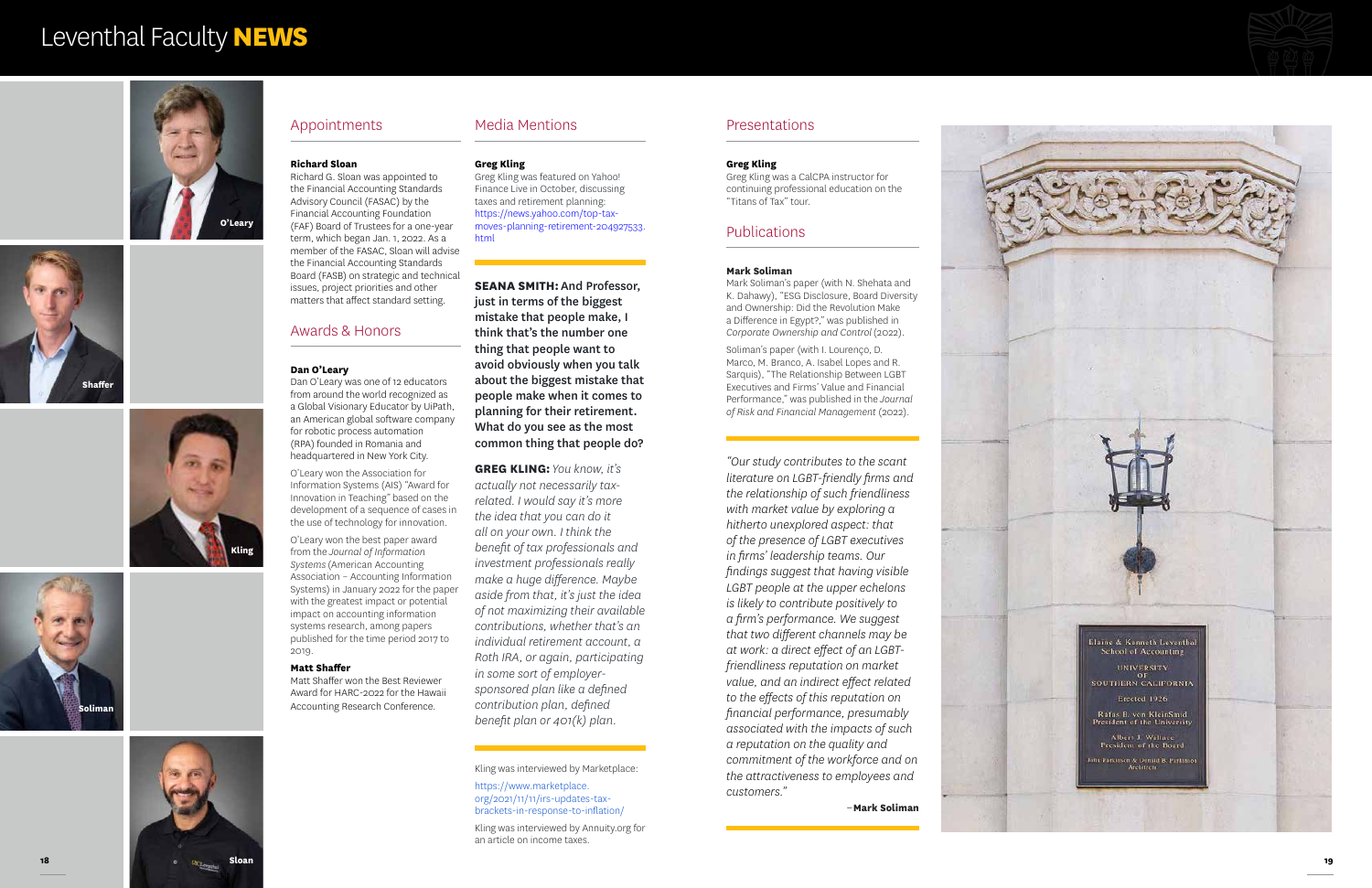# Leventhal Faculty **NEWS**

## Appointments

**Richard Sloan**
Richard G. Sloan was appointed to the Financial Accounting Standards Advisory Council (FASAC) by the Financial Accounting Foundation (FAF) Board of Trustees for a one-year term, which began Jan. 1, 2022. As a member of the FASAC, Sloan will advise the Financial Accounting Standards Board (FASB) on strategic and technical issues, project priorities and other matters that affect standard setting.

## Awards & Honors

**Dan O'Leary**
Dan O'Leary was one of 12 educators from around the world recognized as a Global Visionary Educator by UiPath, an American global software company for robotic process automation (RPA) founded in Romania and headquartered in New York City.

O'Leary won the Association for Information Systems (AIS) "Award for Innovation in Teaching" based on the development of a sequence of cases in the use of technology for innovation.

O'Leary won the best paper award from the *Journal of Information Systems* (American Accounting Association – Accounting Information Systems) in January 2022 for the paper with the greatest impact or potential impact on accounting information systems research, among papers published for the time period 2017 to 2019.

**Matt Shaffer**
Matt Shaffer won the Best Reviewer Award for HARC-2022 for the Hawaii Accounting Research Conference.

## Media Mentions

**Greg Kling**
Greg Kling was featured on Yahoo! Finance Live in October, discussing taxes and retirement planning: https://news.yahoo.com/top-tax-moves-planning-retirement-204927533.html

**SEANA SMITH:** And Professor, just in terms of the biggest mistake that people make, I think that's the number one thing that people want to avoid obviously when you talk about the biggest mistake that people make when it comes to planning for their retirement. What do you see as the most common thing that people do?

**GREG KLING:** *You know, it's actually not necessarily tax-related. I would say it's more the idea that you can do it all on your own. I think the benefit of tax professionals and investment professionals really make a huge difference. Maybe aside from that, it's just the idea of not maximizing their available contributions, whether that's an individual retirement account, a Roth IRA, or again, participating in some sort of employer-sponsored plan like a defined contribution plan, defined benefit plan or 401(k) plan.*

Kling was interviewed by Marketplace:

https://www.marketplace.org/2021/11/11/irs-updates-tax-brackets-in-response-to-inflation/

Kling was interviewed by Annuity.org for an article on income taxes.

## Presentations

**Greg Kling**
Greg Kling was a CalCPA instructor for continuing professional education on the "Titans of Tax" tour.

## Publications

**Mark Soliman**
Mark Soliman's paper (with N. Shehata and K. Dahawy), "ESG Disclosure, Board Diversity and Ownership: Did the Revolution Make a Difference in Egypt?," was published in *Corporate Ownership and Control* (2022).

Soliman's paper (with I. Lourenço, D. Marco, M. Branco, A. Isabel Lopes and R. Sarquis), "The Relationship Between LGBT Executives and Firms' Value and Financial Performance," was published in the *Journal of Risk and Financial Management* (2022).

*"Our study contributes to the scant literature on LGBT-friendly firms and the relationship of such friendliness with market value by exploring a hitherto unexplored aspect: that of the presence of LGBT executives in firms' leadership teams. Our findings suggest that having visible LGBT people at the upper echelons is likely to contribute positively to a firm's performance. We suggest that two different channels may be at work: a direct effect of an LGBT-friendliness reputation on market value, and an indirect effect related to the effects of this reputation on financial performance, presumably associated with the impacts of such a reputation on the quality and commitment of the workforce and on the attractiveness to employees and customers."*

– **Mark Soliman**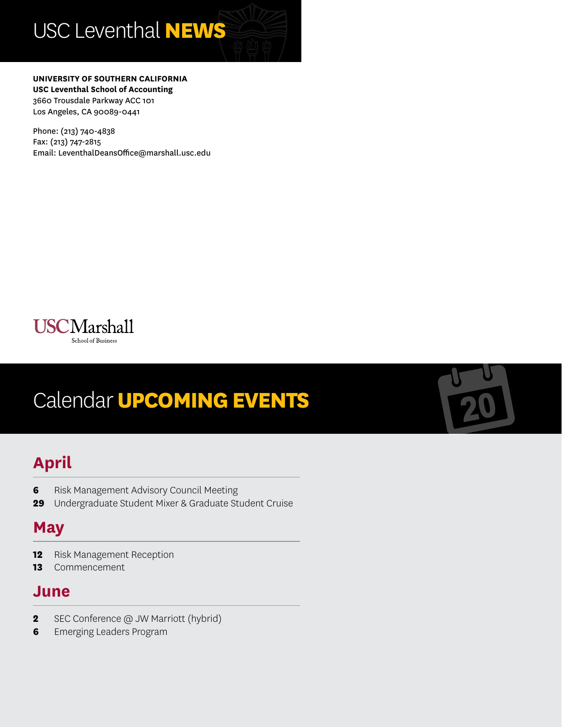# USC Leventhal **NEWS**

**UNIVERSITY OF SOUTHERN CALIFORNIA**
**USC Leventhal School of Accounting**
3660 Trousdale Parkway ACC 101
Los Angeles, CA 90089-0441

Phone: (213) 740-4838
Fax: (213) 747-2815
Email: LeventhalDeansOffice@marshall.usc.edu

USC Marshall
School of Business

# Calendar **UPCOMING EVENTS**

## April

**6** Risk Management Advisory Council Meeting
**29** Undergraduate Student Mixer & Graduate Student Cruise

## May

**12** Risk Management Reception
**13** Commencement

## June

**2** SEC Conference @ JW Marriott (hybrid)
**6** Emerging Leaders Program